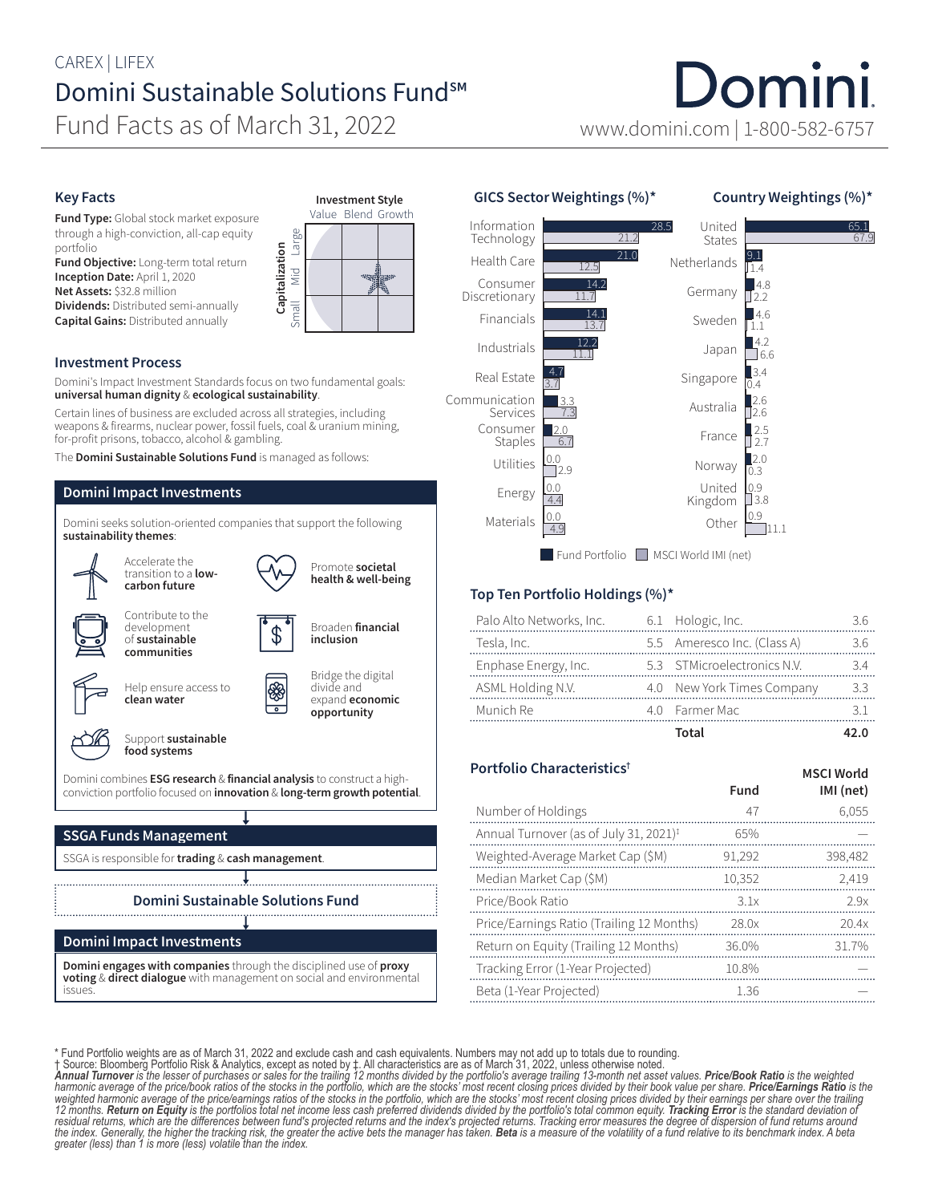CAREX | LIFEX

# Domini Sustainable Solutions Fund℠

## Fund Facts as of March 31, 2022

Domini

www.domini.com | 1-800-582-6757

### Key Facts

**Fund Type:** Global stock market exposure through a high-conviction, all-cap equity portfolio
**Fund Objective:** Long-term total return
**Inception Date:** April 1, 2020
**Net Assets:** $32.8 million
**Dividends:** Distributed semi-annually
**Capital Gains:** Distributed annually

**Investment Style**

| Capitalization | Value | Blend | Growth |
|---|---|---|---|
| Large | | | |
| Mid | | | ★ |
| Small | | | |

### Investment Process

Domini's Impact Investment Standards focus on two fundamental goals: **universal human dignity** & **ecological sustainability**.

Certain lines of business are excluded across all strategies, including weapons & firearms, nuclear power, fossil fuels, coal & uranium mining, for-profit prisons, tobacco, alcohol & gambling.

The **Domini Sustainable Solutions Fund** is managed as follows:

#### Domini Impact Investments

Domini seeks solution-oriented companies that support the following **sustainability themes**:

- Accelerate the transition to a **low-carbon future**
- Promote **societal health & well-being**
- Contribute to the development of **sustainable communities**
- Broaden **financial inclusion**
- Help ensure access to **clean water**
- Bridge the digital divide and expand **economic opportunity**
- Support **sustainable food systems**

Domini combines **ESG research** & **financial analysis** to construct a high-conviction portfolio focused on **innovation** & **long-term growth potential**.

#### SSGA Funds Management

SSGA is responsible for **trading** & **cash management**.

#### Domini Sustainable Solutions Fund

#### Domini Impact Investments

**Domini engages with companies** through the disciplined use of **proxy voting** & **direct dialogue** with management on social and environmental issues.

### GICS Sector Weightings (%)*

| Sector | Fund Portfolio | MSCI World IMI (net) |
|---|---|---|
| Information Technology | 28.5 | 21.2 |
| Health Care | 21.0 | 12.5 |
| Consumer Discretionary | 14.2 | 11.7 |
| Financials | 14.1 | 13.7 |
| Industrials | 12.2 | 11.1 |
| Real Estate | 4.7 | 3.7 |
| Communication Services | 3.3 | 7.3 |
| Consumer Staples | 2.0 | 6.7 |
| Utilities | 0.0 | 2.9 |
| Energy | 0.0 | 4.4 |
| Materials | 0.0 | 4.9 |

### Country Weightings (%)*

| Country | Fund Portfolio | MSCI World IMI (net) |
|---|---|---|
| United States | 65.1 | 67.9 |
| Netherlands | 9.1 | 1.4 |
| Germany | 4.8 | 2.2 |
| Sweden | 4.6 | 1.1 |
| Japan | 4.2 | 6.6 |
| Singapore | 3.4 | 0.4 |
| Australia | 2.6 | 2.6 |
| France | 2.5 | 2.7 |
| Norway | 2.0 | 0.3 |
| United Kingdom | 0.9 | 3.8 |
| Other | 0.9 | 11.1 |

### Top Ten Portfolio Holdings (%)*

| Holding | % | Holding | % |
|---|---|---|---|
| Palo Alto Networks, Inc. | 6.1 | Hologic, Inc. | 3.6 |
| Tesla, Inc. | 5.5 | Ameresco Inc. (Class A) | 3.6 |
| Enphase Energy, Inc. | 5.3 | STMicroelectronics N.V. | 3.4 |
| ASML Holding N.V. | 4.0 | New York Times Company | 3.3 |
| Munich Re | 4.0 | Farmer Mac | 3.1 |
| | | **Total** | **42.0** |

### Portfolio Characteristics†

| | Fund | MSCI World IMI (net) |
|---|---|---|
| Number of Holdings | 47 | 6,055 |
| Annual Turnover (as of July 31, 2021)‡ | 65% | — |
| Weighted-Average Market Cap ($M) | 91,292 | 398,482 |
| Median Market Cap ($M) | 10,352 | 2,419 |
| Price/Book Ratio | 3.1x | 2.9x |
| Price/Earnings Ratio (Trailing 12 Months) | 28.0x | 20.4x |
| Return on Equity (Trailing 12 Months) | 36.0% | 31.7% |
| Tracking Error (1-Year Projected) | 10.8% | — |
| Beta (1-Year Projected) | 1.36 | — |

\* Fund Portfolio weights are as of March 31, 2022 and exclude cash and cash equivalents. Numbers may not add up to totals due to rounding.
† Source: Bloomberg Portfolio Risk & Analytics, except as noted by ‡. All characteristics are as of March 31, 2022, unless otherwise noted.
***Annual Turnover*** *is the lesser of purchases or sales for the trailing 12 months divided by the portfolio's average trailing 13-month net asset values.* ***Price/Book Ratio*** *is the weighted harmonic average of the price/book ratios of the stocks in the portfolio, which are the stocks' most recent closing prices divided by their book value per share.* ***Price/Earnings Ratio*** *is the weighted harmonic average of the price/earnings ratios of the stocks in the portfolio, which are the stocks' most recent closing prices divided by their earnings per share over the trailing 12 months.* ***Return on Equity*** *is the portfolios total net income less cash preferred dividends divided by the portfolio's total common equity.* ***Tracking Error*** *is the standard deviation of residual returns, which are the differences between fund's projected returns and the index's projected returns. Tracking error measures the degree of dispersion of fund returns around the index. Generally, the higher the tracking risk, the greater the active bets the manager has taken.* ***Beta*** *is a measure of the volatility of a fund relative to its benchmark index. A beta greater (less) than 1 is more (less) volatile than the index.*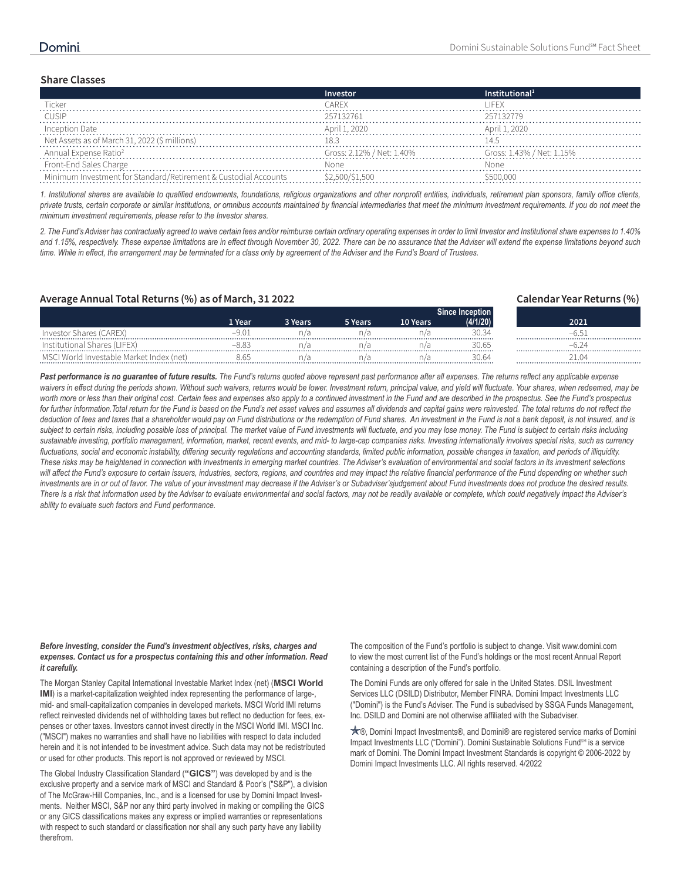## Share Classes

| | Investor | Institutional[1] |
|---|---|---|
| Ticker | CAREX | LIFEX |
| CUSIP | 257132761 | 257132779 |
| Inception Date | April 1, 2020 | April 1, 2020 |
| Net Assets as of March 31, 2022 ($ millions) | 18.3 | 14.5 |
| Annual Expense Ratio[2] | Gross: 2.12% / Net: 1.40% | Gross: 1.43% / Net: 1.15% |
| Front-End Sales Charge | None | None |
| Minimum Investment for Standard/Retirement & Custodial Accounts | $2,500/$1,500 | $500,000 |

*1. Institutional shares are available to qualified endowments, foundations, religious organizations and other nonprofit entities, individuals, retirement plan sponsors, family office clients, private trusts, certain corporate or similar institutions, or omnibus accounts maintained by financial intermediaries that meet the minimum investment requirements. If you do not meet the minimum investment requirements, please refer to the Investor shares.*

*2. The Fund's Adviser has contractually agreed to waive certain fees and/or reimburse certain ordinary operating expenses in order to limit Investor and Institutional share expenses to 1.40% and 1.15%, respectively. These expense limitations are in effect through November 30, 2022. There can be no assurance that the Adviser will extend the expense limitations beyond such time. While in effect, the arrangement may be terminated for a class only by agreement of the Adviser and the Fund's Board of Trustees.*

## Average Annual Total Returns (%) as of March, 31 2022

| | 1 Year | 3 Years | 5 Years | 10 Years | Since Inception (4/1/20) |
|---|---|---|---|---|---|
| Investor Shares (CAREX) | −9.01 | n/a | n/a | n/a | 30.34 |
| Institutional Shares (LIFEX) | −8.83 | n/a | n/a | n/a | 30.65 |
| MSCI World Investable Market Index (net) | 8.65 | n/a | n/a | n/a | 30.64 |

## Calendar Year Returns (%)

| | 2021 |
|---|---|
| Investor Shares (CAREX) | −6.51 |
| Institutional Shares (LIFEX) | −6.24 |
| MSCI World Investable Market Index (net) | 21.04 |

***Past performance is no guarantee of future results.*** *The Fund's returns quoted above represent past performance after all expenses. The returns reflect any applicable expense waivers in effect during the periods shown. Without such waivers, returns would be lower. Investment return, principal value, and yield will fluctuate. Your shares, when redeemed, may be worth more or less than their original cost. Certain fees and expenses also apply to a continued investment in the Fund and are described in the prospectus. See the Fund's prospectus for further information.Total return for the Fund is based on the Fund's net asset values and assumes all dividends and capital gains were reinvested. The total returns do not reflect the deduction of fees and taxes that a shareholder would pay on Fund distributions or the redemption of Fund shares. An investment in the Fund is not a bank deposit, is not insured, and is subject to certain risks, including possible loss of principal. The market value of Fund investments will fluctuate, and you may lose money. The Fund is subject to certain risks including sustainable investing, portfolio management, information, market, recent events, and mid- to large-cap companies risks. Investing internationally involves special risks, such as currency fluctuations, social and economic instability, differing security regulations and accounting standards, limited public information, possible changes in taxation, and periods of illiquidity. These risks may be heightened in connection with investments in emerging market countries. The Adviser's evaluation of environmental and social factors in its investment selections will affect the Fund's exposure to certain issuers, industries, sectors, regions, and countries and may impact the relative financial performance of the Fund depending on whether such investments are in or out of favor. The value of your investment may decrease if the Adviser's or Subadviser'sjudgement about Fund investments does not produce the desired results. There is a risk that information used by the Adviser to evaluate environmental and social factors, may not be readily available or complete, which could negatively impact the Adviser's ability to evaluate such factors and Fund performance.*

***Before investing, consider the Fund's investment objectives, risks, charges and expenses. Contact us for a prospectus containing this and other information. Read it carefully.***

The Morgan Stanley Capital International Investable Market Index (net) (**MSCI World IMI**) is a market-capitalization weighted index representing the performance of large-, mid- and small-capitalization companies in developed markets. MSCI World IMI returns reflect reinvested dividends net of withholding taxes but reflect no deduction for fees, expenses or other taxes. Investors cannot invest directly in the MSCI World IMI. MSCI Inc. ("MSCI") makes no warranties and shall have no liabilities with respect to data included herein and it is not intended to be investment advice. Such data may not be redistributed or used for other products. This report is not approved or reviewed by MSCI.

The Global Industry Classification Standard (**"GICS"**) was developed by and is the exclusive property and a service mark of MSCI and Standard & Poor's ("S&P"), a division of The McGraw-Hill Companies, Inc., and is licensed for use by Domini Impact Investments. Neither MSCI, S&P nor any third party involved in making or compiling the GICS or any GICS classifications makes any express or implied warranties or representations with respect to such standard or classification nor shall any such party have any liability therefrom.

The composition of the Fund's portfolio is subject to change. Visit www.domini.com to view the most current list of the Fund's holdings or the most recent Annual Report containing a description of the Fund's portfolio.

The Domini Funds are only offered for sale in the United States. DSIL Investment Services LLC (DSILD) Distributor, Member FINRA. Domini Impact Investments LLC ("Domini") is the Fund's Adviser. The Fund is subadvised by SSGA Funds Management, Inc. DSILD and Domini are not otherwise affiliated with the Subadviser.

★®, Domini Impact Investments®, and Domini® are registered service marks of Domini Impact Investments LLC ("Domini"). Domini Sustainable Solutions Fund℠ is a service mark of Domini. The Domini Impact Investment Standards is copyright © 2006-2022 by Domini Impact Investments LLC. All rights reserved. 4/2022